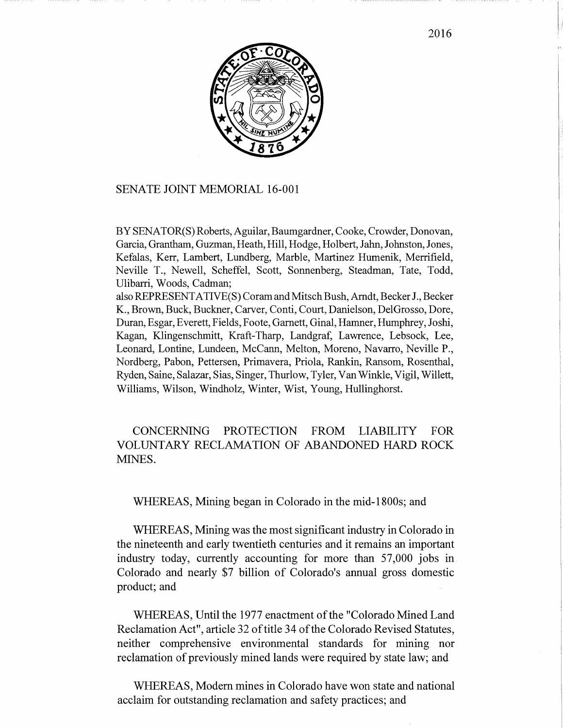2016

SENATE JOINT MEMORIAL 16-001

BY SENATOR(S) Roberts, Aguilar, Baumgardner, Cooke, Crowder, Donovan, Garcia, Grantham, Guzman, Heath, Hill, Hodge, Holbert, Jahn, Johnston, Jones, Kefalas, Kerr, Lambert, Lundberg, Marble, Martinez Humenik, Merrifield, Neville T., Newell, Scheffel, Scott, Sonnenberg, Steadman, Tate, Todd, Ulibarri, Woods, Cadman;
also REPRESENTATIVE(S) Coram and Mitsch Bush, Arndt, Becker J., Becker K., Brown, Buck, Buckner, Carver, Conti, Court, Danielson, DelGrosso, Dore, Duran, Esgar, Everett, Fields, Foote, Garnett, Ginal, Hamner, Humphrey, Joshi, Kagan, Klingenschmitt, Kraft-Tharp, Landgraf, Lawrence, Lebsock, Lee, Leonard, Lontine, Lundeen, McCann, Melton, Moreno, Navarro, Neville P., Nordberg, Pabon, Pettersen, Primavera, Priola, Rankin, Ransom, Rosenthal, Ryden, Saine, Salazar, Sias, Singer, Thurlow, Tyler, Van Winkle, Vigil, Willett, Williams, Wilson, Windholz, Winter, Wist, Young, Hullinghorst.

CONCERNING PROTECTION FROM LIABILITY FOR VOLUNTARY RECLAMATION OF ABANDONED HARD ROCK MINES.

WHEREAS, Mining began in Colorado in the mid-1800s; and

WHEREAS, Mining was the most significant industry in Colorado in the nineteenth and early twentieth centuries and it remains an important industry today, currently accounting for more than 57,000 jobs in Colorado and nearly $7 billion of Colorado's annual gross domestic product; and

WHEREAS, Until the 1977 enactment of the "Colorado Mined Land Reclamation Act", article 32 of title 34 of the Colorado Revised Statutes, neither comprehensive environmental standards for mining nor reclamation of previously mined lands were required by state law; and

WHEREAS, Modern mines in Colorado have won state and national acclaim for outstanding reclamation and safety practices; and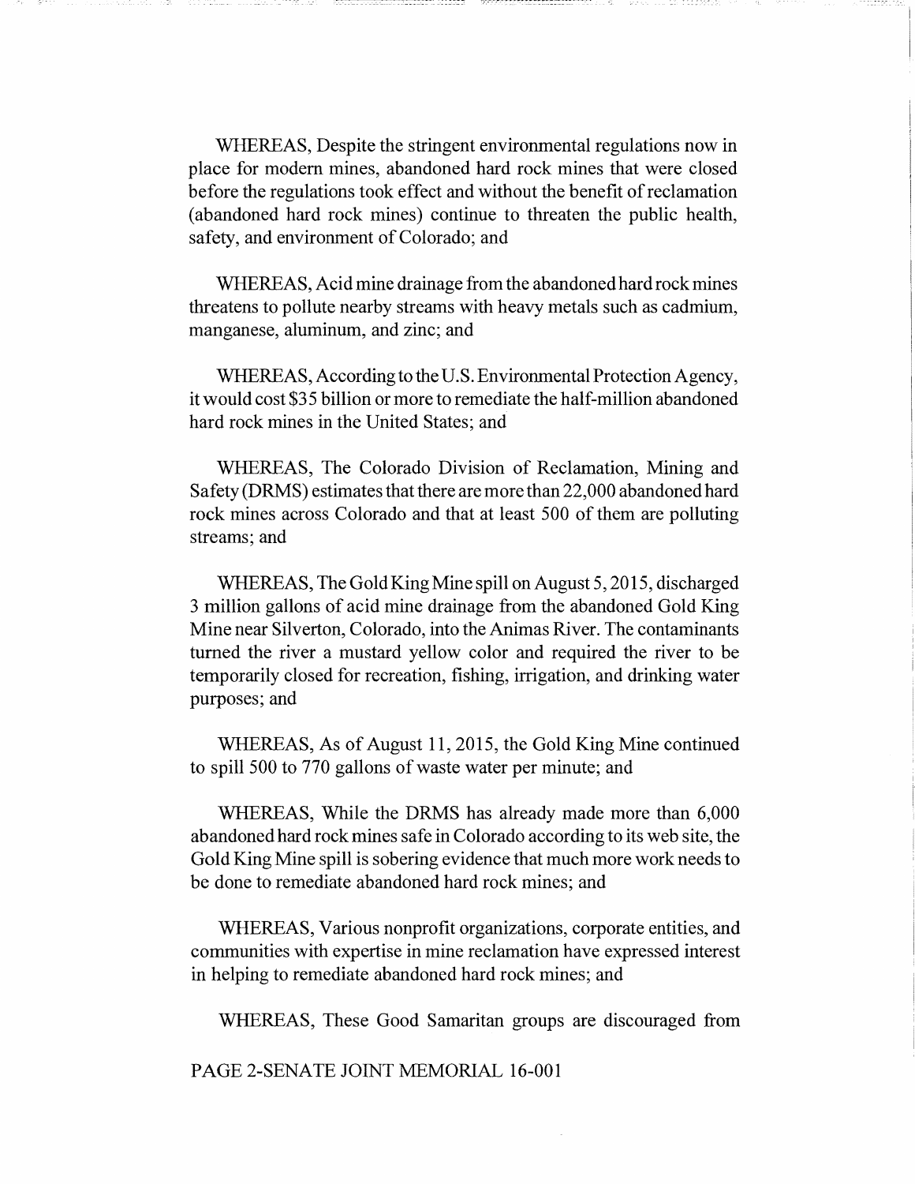WHEREAS, Despite the stringent environmental regulations now in place for modern mines, abandoned hard rock mines that were closed before the regulations took effect and without the benefit of reclamation (abandoned hard rock mines) continue to threaten the public health, safety, and environment of Colorado; and

WHEREAS, Acid mine drainage from the abandoned hard rock mines threatens to pollute nearby streams with heavy metals such as cadmium, manganese, aluminum, and zinc; and

WHEREAS, According to the U.S. Environmental Protection Agency, it would cost $35 billion or more to remediate the half-million abandoned hard rock mines in the United States; and

WHEREAS, The Colorado Division of Reclamation, Mining and Safety (DRMS) estimates that there are more than 22,000 abandoned hard rock mines across Colorado and that at least 500 of them are polluting streams; and

WHEREAS, The Gold King Mine spill on August 5, 2015, discharged 3 million gallons of acid mine drainage from the abandoned Gold King Mine near Silverton, Colorado, into the Animas River. The contaminants turned the river a mustard yellow color and required the river to be temporarily closed for recreation, fishing, irrigation, and drinking water purposes; and

WHEREAS, As of August 11, 2015, the Gold King Mine continued to spill 500 to 770 gallons of waste water per minute; and

WHEREAS, While the DRMS has already made more than 6,000 abandoned hard rock mines safe in Colorado according to its web site, the Gold King Mine spill is sobering evidence that much more work needs to be done to remediate abandoned hard rock mines; and

WHEREAS, Various nonprofit organizations, corporate entities, and communities with expertise in mine reclamation have expressed interest in helping to remediate abandoned hard rock mines; and

WHEREAS, These Good Samaritan groups are discouraged from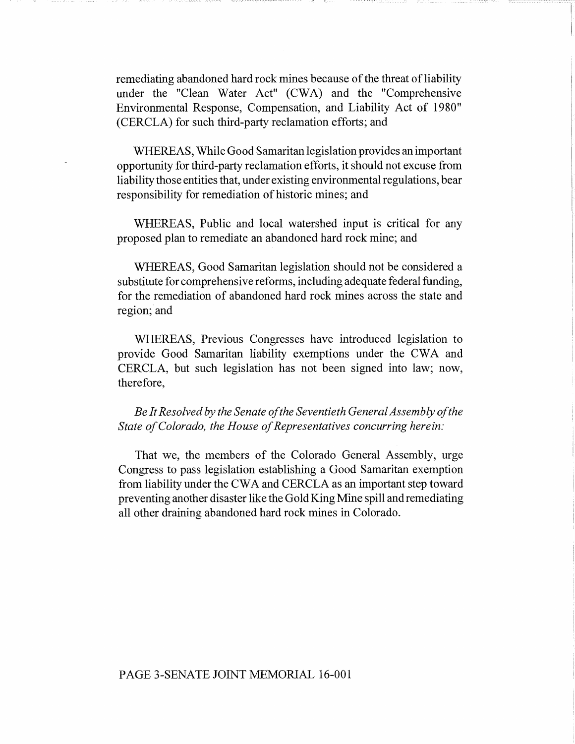remediating abandoned hard rock mines because of the threat of liability under the "Clean Water Act" (CWA) and the "Comprehensive Environmental Response, Compensation, and Liability Act of 1980" (CERCLA) for such third-party reclamation efforts; and

WHEREAS, While Good Samaritan legislation provides an important opportunity for third-party reclamation efforts, it should not excuse from liability those entities that, under existing environmental regulations, bear responsibility for remediation of historic mines; and

WHEREAS, Public and local watershed input is critical for any proposed plan to remediate an abandoned hard rock mine; and

WHEREAS, Good Samaritan legislation should not be considered a substitute for comprehensive reforms, including adequate federal funding, for the remediation of abandoned hard rock mines across the state and region; and

WHEREAS, Previous Congresses have introduced legislation to provide Good Samaritan liability exemptions under the CWA and CERCLA, but such legislation has not been signed into law; now, therefore,

*Be It Resolved by the Senate of the Seventieth General Assembly of the State of Colorado, the House of Representatives concurring herein:*

That we, the members of the Colorado General Assembly, urge Congress to pass legislation establishing a Good Samaritan exemption from liability under the CWA and CERCLA as an important step toward preventing another disaster like the Gold King Mine spill and remediating all other draining abandoned hard rock mines in Colorado.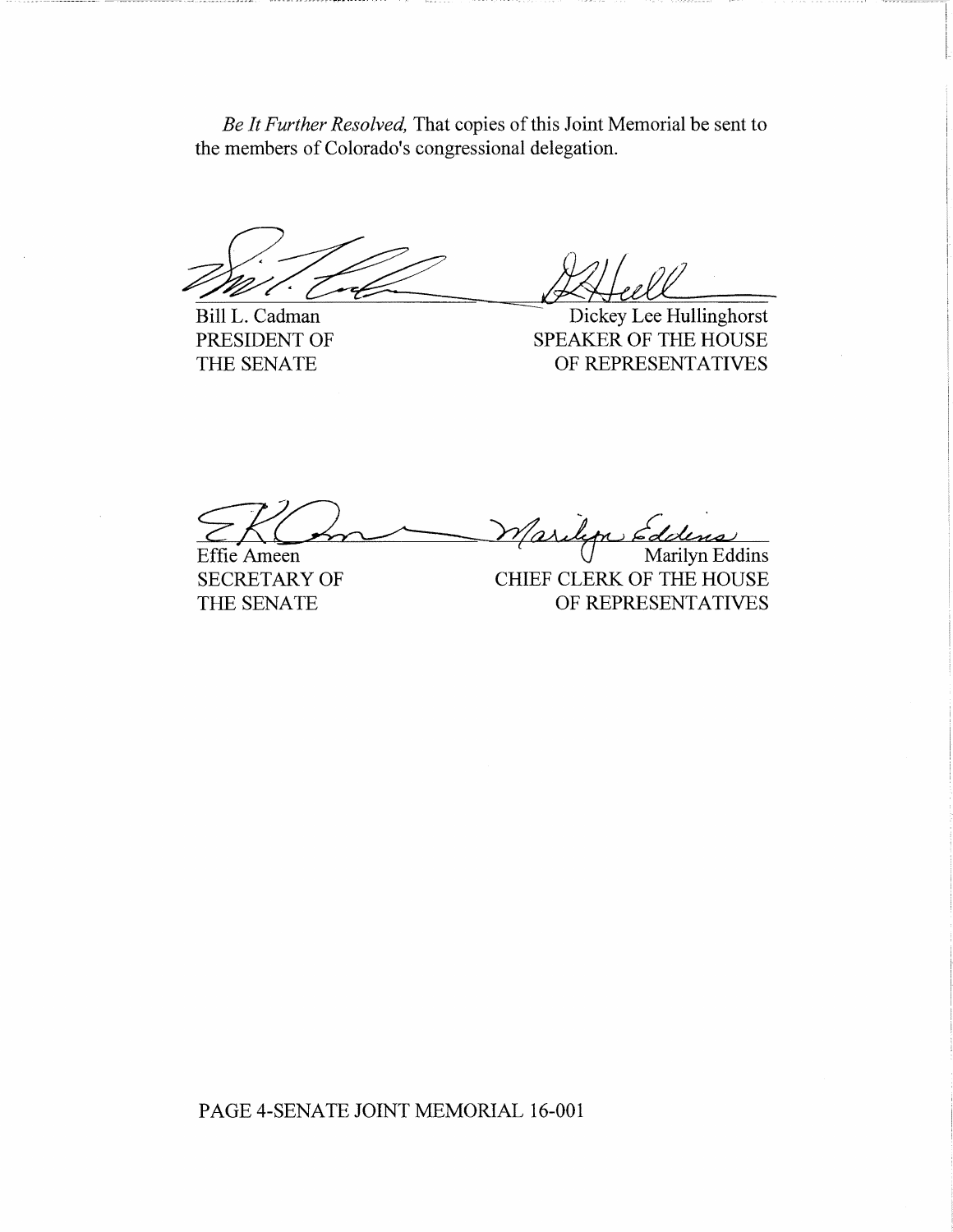*Be It Further Resolved,* That copies of this Joint Memorial be sent to the members of Colorado's congressional delegation.

| | |
|---|---|
| Bill L. Cadman<br>PRESIDENT OF<br>THE SENATE | Dickey Lee Hullinghorst<br>SPEAKER OF THE HOUSE<br>OF REPRESENTATIVES |
| Effie Ameen<br>SECRETARY OF<br>THE SENATE | Marilyn Eddins<br>CHIEF CLERK OF THE HOUSE<br>OF REPRESENTATIVES |

PAGE 4-SENATE JOINT MEMORIAL 16-001